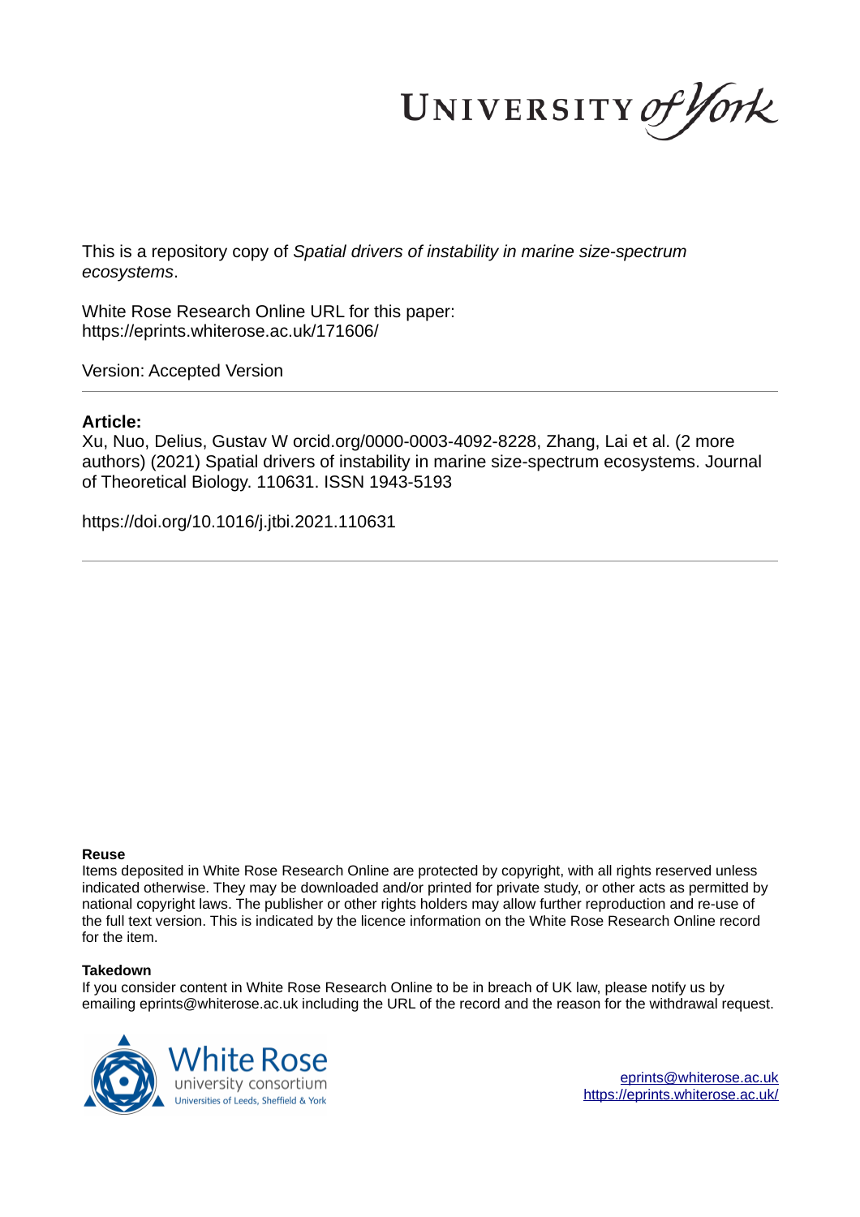UNIVERSITY of York

This is a repository copy of *Spatial drivers of instability in marine size-spectrum ecosystems*.

White Rose Research Online URL for this paper:
https://eprints.whiterose.ac.uk/171606/

Version: Accepted Version

---

## Article:

Xu, Nuo, Delius, Gustav W orcid.org/0000-0003-4092-8228, Zhang, Lai et al. (2 more authors) (2021) Spatial drivers of instability in marine size-spectrum ecosystems. Journal of Theoretical Biology. 110631. ISSN 1943-5193

https://doi.org/10.1016/j.jtbi.2021.110631

---

**Reuse**

Items deposited in White Rose Research Online are protected by copyright, with all rights reserved unless indicated otherwise. They may be downloaded and/or printed for private study, or other acts as permitted by national copyright laws. The publisher or other rights holders may allow further reproduction and re-use of the full text version. This is indicated by the licence information on the White Rose Research Online record for the item.

**Takedown**

If you consider content in White Rose Research Online to be in breach of UK law, please notify us by emailing eprints@whiterose.ac.uk including the URL of the record and the reason for the withdrawal request.

White Rose university consortium
Universities of Leeds, Sheffield & York

eprints@whiterose.ac.uk
https://eprints.whiterose.ac.uk/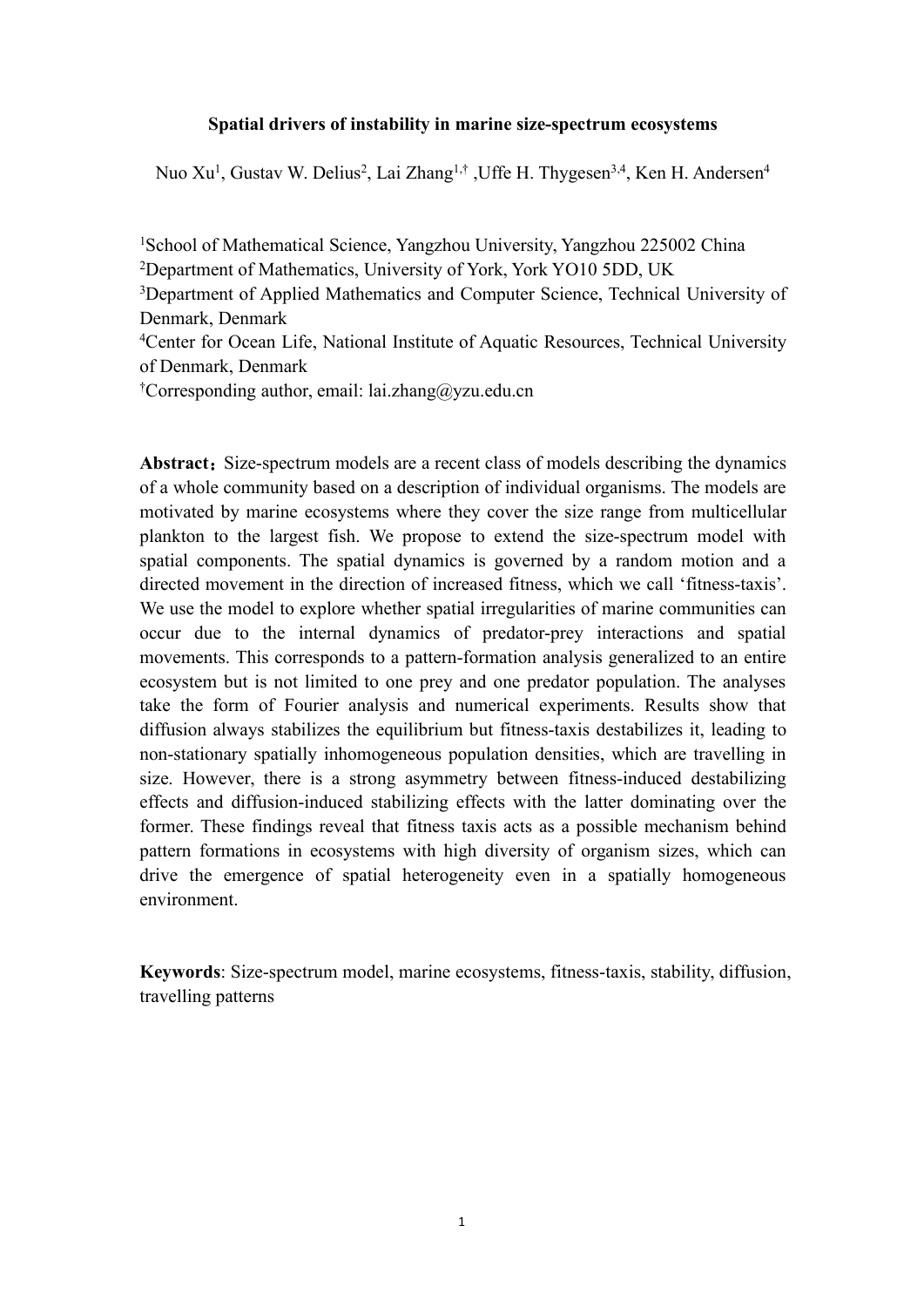**Spatial drivers of instability in marine size-spectrum ecosystems**

Nuo Xu[1], Gustav W. Delius[2], Lai Zhang[1,†], Uffe H. Thygesen[3,4], Ken H. Andersen[4]

[1]School of Mathematical Science, Yangzhou University, Yangzhou 225002 China
[2]Department of Mathematics, University of York, York YO10 5DD, UK
[3]Department of Applied Mathematics and Computer Science, Technical University of Denmark, Denmark
[4]Center for Ocean Life, National Institute of Aquatic Resources, Technical University of Denmark, Denmark
[†]Corresponding author, email: lai.zhang@yzu.edu.cn

**Abstract：** Size-spectrum models are a recent class of models describing the dynamics of a whole community based on a description of individual organisms. The models are motivated by marine ecosystems where they cover the size range from multicellular plankton to the largest fish. We propose to extend the size-spectrum model with spatial components. The spatial dynamics is governed by a random motion and a directed movement in the direction of increased fitness, which we call 'fitness-taxis'. We use the model to explore whether spatial irregularities of marine communities can occur due to the internal dynamics of predator-prey interactions and spatial movements. This corresponds to a pattern-formation analysis generalized to an entire ecosystem but is not limited to one prey and one predator population. The analyses take the form of Fourier analysis and numerical experiments. Results show that diffusion always stabilizes the equilibrium but fitness-taxis destabilizes it, leading to non-stationary spatially inhomogeneous population densities, which are travelling in size. However, there is a strong asymmetry between fitness-induced destabilizing effects and diffusion-induced stabilizing effects with the latter dominating over the former. These findings reveal that fitness taxis acts as a possible mechanism behind pattern formations in ecosystems with high diversity of organism sizes, which can drive the emergence of spatial heterogeneity even in a spatially homogeneous environment.

**Keywords**: Size-spectrum model, marine ecosystems, fitness-taxis, stability, diffusion, travelling patterns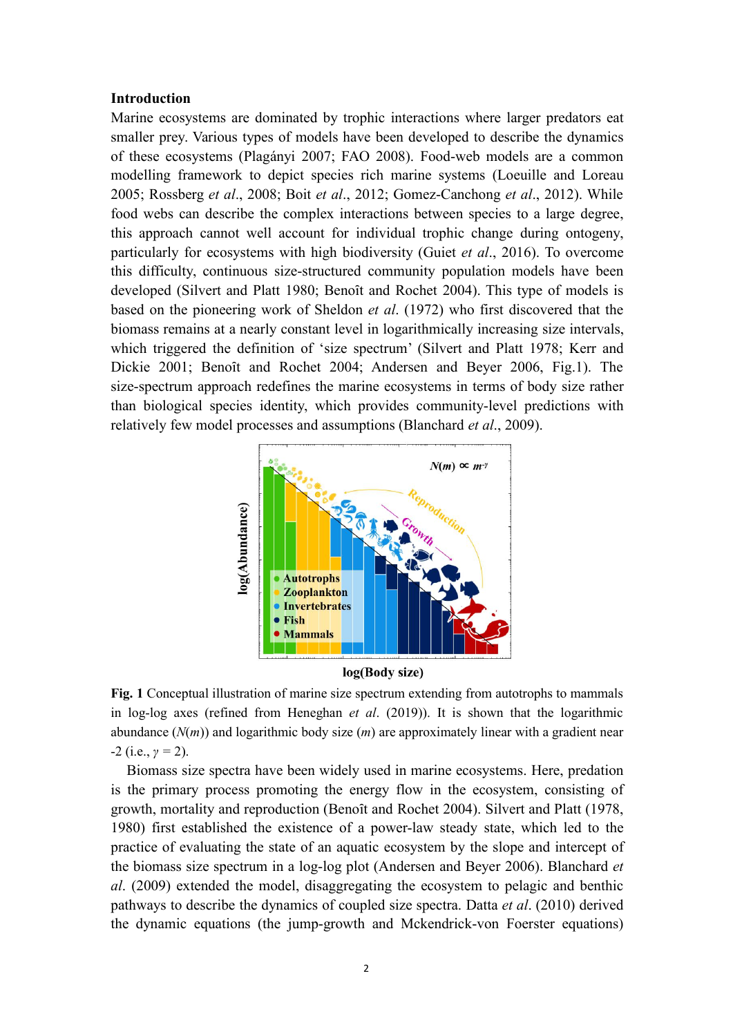## Introduction

Marine ecosystems are dominated by trophic interactions where larger predators eat smaller prey. Various types of models have been developed to describe the dynamics of these ecosystems (Plagányi 2007; FAO 2008). Food-web models are a common modelling framework to depict species rich marine systems (Loeuille and Loreau 2005; Rossberg *et al*., 2008; Boit *et al*., 2012; Gomez-Canchong *et al*., 2012). While food webs can describe the complex interactions between species to a large degree, this approach cannot well account for individual trophic change during ontogeny, particularly for ecosystems with high biodiversity (Guiet *et al*., 2016). To overcome this difficulty, continuous size-structured community population models have been developed (Silvert and Platt 1980; Benoît and Rochet 2004). This type of models is based on the pioneering work of Sheldon *et al*. (1972) who first discovered that the biomass remains at a nearly constant level in logarithmically increasing size intervals, which triggered the definition of 'size spectrum' (Silvert and Platt 1978; Kerr and Dickie 2001; Benoît and Rochet 2004; Andersen and Beyer 2006, Fig.1). The size-spectrum approach redefines the marine ecosystems in terms of body size rather than biological species identity, which provides community-level predictions with relatively few model processes and assumptions (Blanchard *et al*., 2009).

**Fig. 1** Conceptual illustration of marine size spectrum extending from autotrophs to mammals in log-log axes (refined from Heneghan *et al*. (2019)). It is shown that the logarithmic abundance ($N(m)$) and logarithmic body size ($m$) are approximately linear with a gradient near -2 (i.e., $\gamma$ = 2).

Biomass size spectra have been widely used in marine ecosystems. Here, predation is the primary process promoting the energy flow in the ecosystem, consisting of growth, mortality and reproduction (Benoît and Rochet 2004). Silvert and Platt (1978, 1980) first established the existence of a power-law steady state, which led to the practice of evaluating the state of an aquatic ecosystem by the slope and intercept of the biomass size spectrum in a log-log plot (Andersen and Beyer 2006). Blanchard *et al*. (2009) extended the model, disaggregating the ecosystem to pelagic and benthic pathways to describe the dynamics of coupled size spectra. Datta *et al*. (2010) derived the dynamic equations (the jump-growth and Mckendrick-von Foerster equations)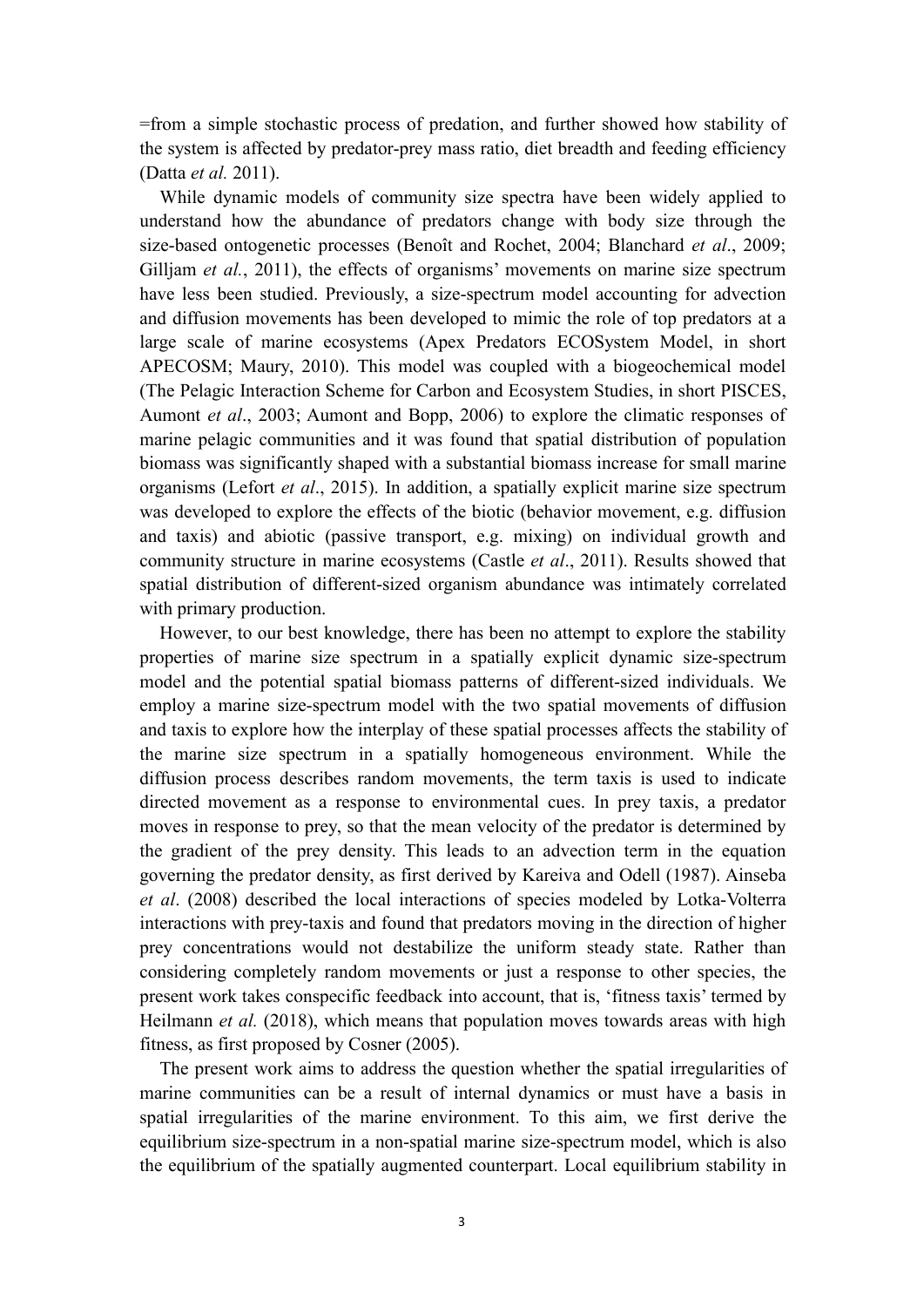=from a simple stochastic process of predation, and further showed how stability of the system is affected by predator-prey mass ratio, diet breadth and feeding efficiency (Datta *et al.* 2011).

While dynamic models of community size spectra have been widely applied to understand how the abundance of predators change with body size through the size-based ontogenetic processes (Benoît and Rochet, 2004; Blanchard *et al*., 2009; Gilljam *et al.*, 2011), the effects of organisms' movements on marine size spectrum have less been studied. Previously, a size-spectrum model accounting for advection and diffusion movements has been developed to mimic the role of top predators at a large scale of marine ecosystems (Apex Predators ECOSystem Model, in short APECOSM; Maury, 2010). This model was coupled with a biogeochemical model (The Pelagic Interaction Scheme for Carbon and Ecosystem Studies, in short PISCES, Aumont *et al*., 2003; Aumont and Bopp, 2006) to explore the climatic responses of marine pelagic communities and it was found that spatial distribution of population biomass was significantly shaped with a substantial biomass increase for small marine organisms (Lefort *et al*., 2015). In addition, a spatially explicit marine size spectrum was developed to explore the effects of the biotic (behavior movement, e.g. diffusion and taxis) and abiotic (passive transport, e.g. mixing) on individual growth and community structure in marine ecosystems (Castle *et al*., 2011). Results showed that spatial distribution of different-sized organism abundance was intimately correlated with primary production.

However, to our best knowledge, there has been no attempt to explore the stability properties of marine size spectrum in a spatially explicit dynamic size-spectrum model and the potential spatial biomass patterns of different-sized individuals. We employ a marine size-spectrum model with the two spatial movements of diffusion and taxis to explore how the interplay of these spatial processes affects the stability of the marine size spectrum in a spatially homogeneous environment. While the diffusion process describes random movements, the term taxis is used to indicate directed movement as a response to environmental cues. In prey taxis, a predator moves in response to prey, so that the mean velocity of the predator is determined by the gradient of the prey density. This leads to an advection term in the equation governing the predator density, as first derived by Kareiva and Odell (1987). Ainseba *et al*. (2008) described the local interactions of species modeled by Lotka-Volterra interactions with prey-taxis and found that predators moving in the direction of higher prey concentrations would not destabilize the uniform steady state. Rather than considering completely random movements or just a response to other species, the present work takes conspecific feedback into account, that is, 'fitness taxis' termed by Heilmann *et al.* (2018), which means that population moves towards areas with high fitness, as first proposed by Cosner (2005).

The present work aims to address the question whether the spatial irregularities of marine communities can be a result of internal dynamics or must have a basis in spatial irregularities of the marine environment. To this aim, we first derive the equilibrium size-spectrum in a non-spatial marine size-spectrum model, which is also the equilibrium of the spatially augmented counterpart. Local equilibrium stability in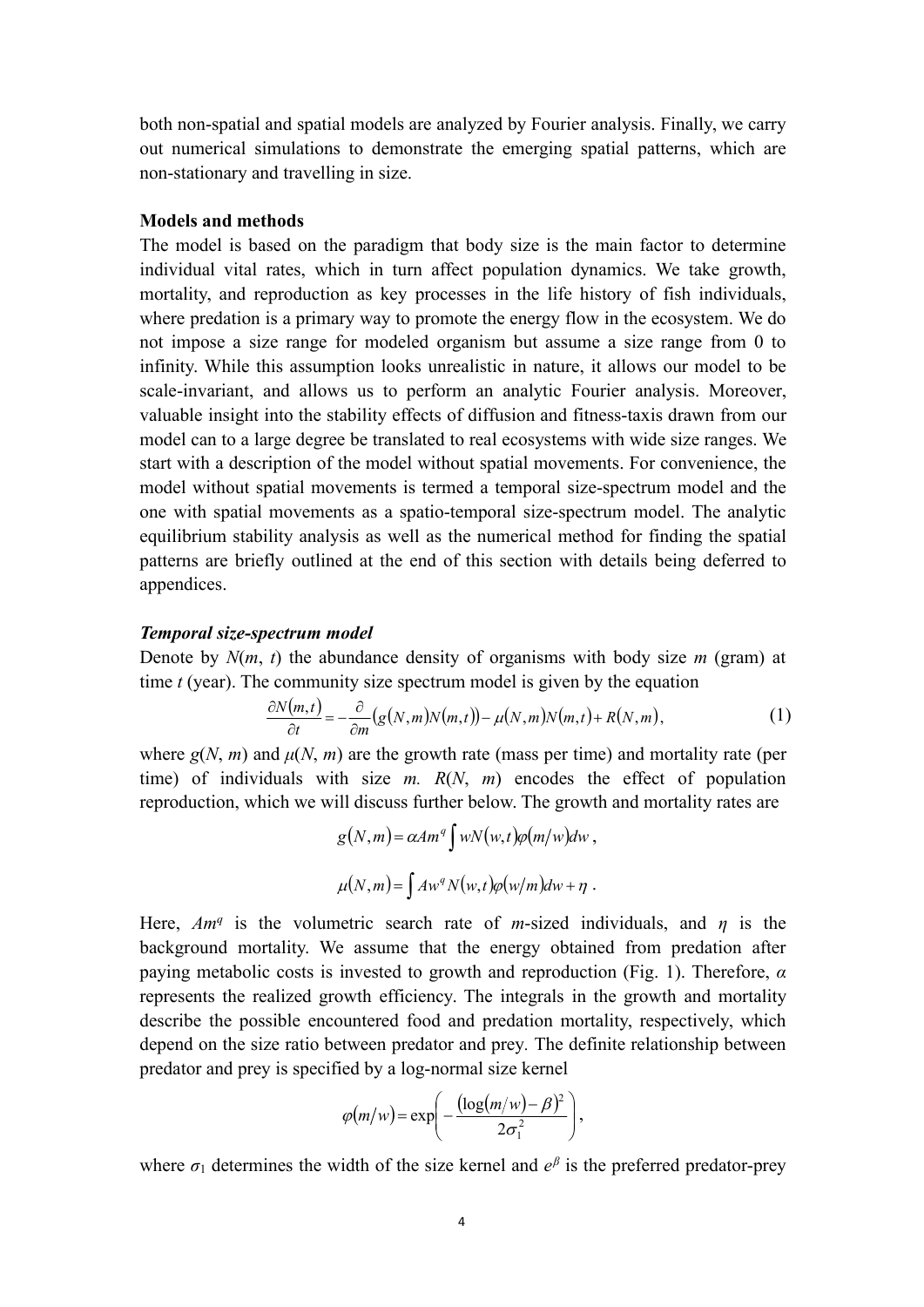both non-spatial and spatial models are analyzed by Fourier analysis. Finally, we carry out numerical simulations to demonstrate the emerging spatial patterns, which are non-stationary and travelling in size.

**Models and methods**

The model is based on the paradigm that body size is the main factor to determine individual vital rates, which in turn affect population dynamics. We take growth, mortality, and reproduction as key processes in the life history of fish individuals, where predation is a primary way to promote the energy flow in the ecosystem. We do not impose a size range for modeled organism but assume a size range from 0 to infinity. While this assumption looks unrealistic in nature, it allows our model to be scale-invariant, and allows us to perform an analytic Fourier analysis. Moreover, valuable insight into the stability effects of diffusion and fitness-taxis drawn from our model can to a large degree be translated to real ecosystems with wide size ranges. We start with a description of the model without spatial movements. For convenience, the model without spatial movements is termed a temporal size-spectrum model and the one with spatial movements as a spatio-temporal size-spectrum model. The analytic equilibrium stability analysis as well as the numerical method for finding the spatial patterns are briefly outlined at the end of this section with details being deferred to appendices.

***Temporal size-spectrum model***

Denote by $N(m, t)$ the abundance density of organisms with body size $m$ (gram) at time $t$ (year). The community size spectrum model is given by the equation

$$\frac{\partial N(m,t)}{\partial t} = -\frac{\partial}{\partial m}\left(g(N,m)N(m,t)\right) - \mu(N,m)N(m,t) + R(N,m), \tag{1}$$

where $g(N, m)$ and $\mu(N, m)$ are the growth rate (mass per time) and mortality rate (per time) of individuals with size $m$. $R(N, m)$ encodes the effect of population reproduction, which we will discuss further below. The growth and mortality rates are

$$g(N,m) = \alpha A m^q \int w N(w,t) \varphi(m/w) dw,$$

$$\mu(N,m) = \int A w^q N(w,t) \varphi(w/m) dw + \eta .$$

Here, $Am^q$ is the volumetric search rate of $m$-sized individuals, and $\eta$ is the background mortality. We assume that the energy obtained from predation after paying metabolic costs is invested to growth and reproduction (Fig. 1). Therefore, $\alpha$ represents the realized growth efficiency. The integrals in the growth and mortality describe the possible encountered food and predation mortality, respectively, which depend on the size ratio between predator and prey. The definite relationship between predator and prey is specified by a log-normal size kernel

$$\varphi(m/w) = \exp\left(-\frac{\left(\log(m/w) - \beta\right)^2}{2\sigma_1^2}\right),$$

where $\sigma_1$ determines the width of the size kernel and $e^{\beta}$ is the preferred predator-prey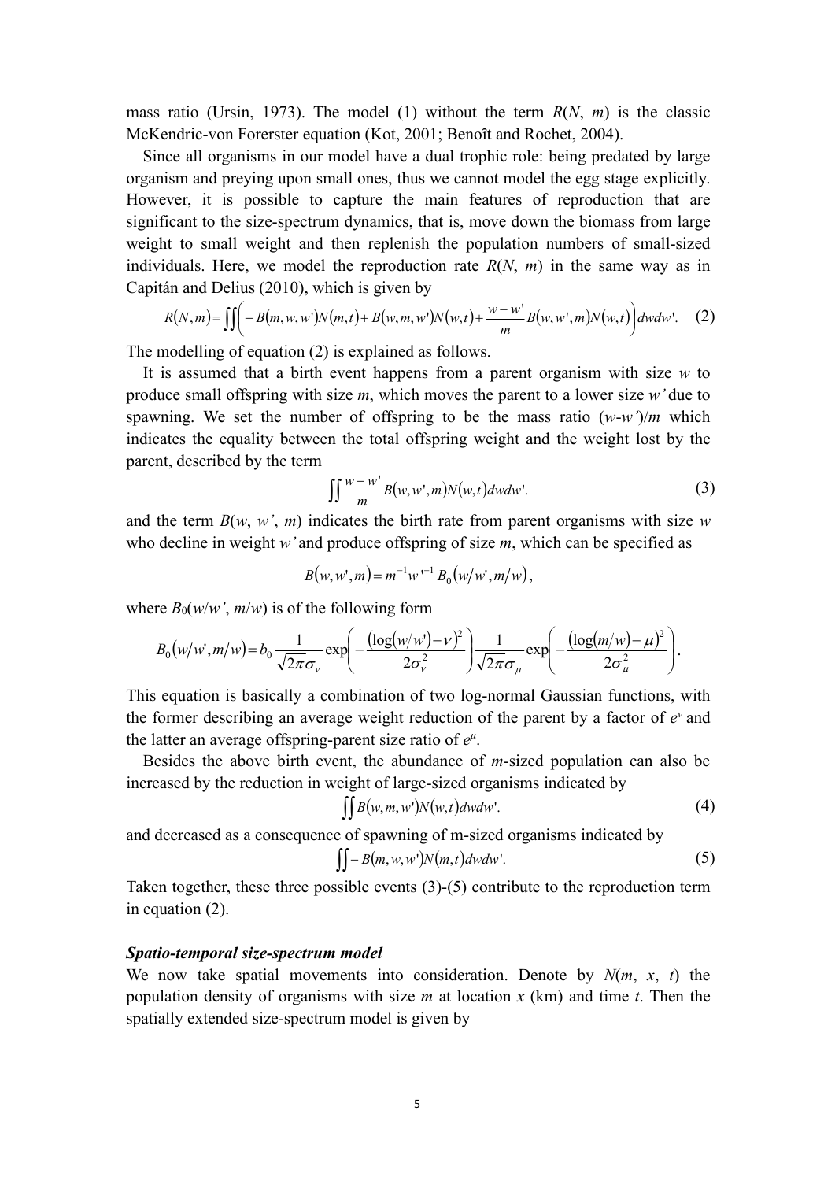mass ratio (Ursin, 1973). The model (1) without the term $R(N, m)$ is the classic McKendric-von Forerster equation (Kot, 2001; Benoît and Rochet, 2004).

Since all organisms in our model have a dual trophic role: being predated by large organism and preying upon small ones, thus we cannot model the egg stage explicitly. However, it is possible to capture the main features of reproduction that are significant to the size-spectrum dynamics, that is, move down the biomass from large weight to small weight and then replenish the population numbers of small-sized individuals. Here, we model the reproduction rate $R(N, m)$ in the same way as in Capitán and Delius (2010), which is given by

$$R(N,m)=\iint\left(-B(m,w,w')N(m,t)+B(w,m,w')N(w,t)+\frac{w-w'}{m}B(w,w',m)N(w,t)\right)dwdw'. \quad (2)$$

The modelling of equation (2) is explained as follows.

It is assumed that a birth event happens from a parent organism with size $w$ to produce small offspring with size $m$, which moves the parent to a lower size $w'$ due to spawning. We set the number of offspring to be the mass ratio $(w\text{-}w')/m$ which indicates the equality between the total offspring weight and the weight lost by the parent, described by the term

$$\iint\frac{w-w'}{m}B(w,w',m)N(w,t)dwdw'. \quad (3)$$

and the term $B(w, w', m)$ indicates the birth rate from parent organisms with size $w$ who decline in weight $w'$ and produce offspring of size $m$, which can be specified as

$$B(w,w',m)=m^{-1}w'^{-1}B_0(w/w',m/w),$$

where $B_0(w/w', m/w)$ is of the following form

$$B_0(w/w',m/w)=b_0\frac{1}{\sqrt{2\pi}\sigma_\nu}\exp\left(-\frac{(\log(w/w')-\nu)^2}{2\sigma_\nu^2}\right)\frac{1}{\sqrt{2\pi}\sigma_\mu}\exp\left(-\frac{(\log(m/w)-\mu)^2}{2\sigma_\mu^2}\right).$$

This equation is basically a combination of two log-normal Gaussian functions, with the former describing an average weight reduction of the parent by a factor of $e^{\nu}$ and the latter an average offspring-parent size ratio of $e^{\mu}$.

Besides the above birth event, the abundance of $m$-sized population can also be increased by the reduction in weight of large-sized organisms indicated by

$$\iint B(w,m,w')N(w,t)dwdw'. \quad (4)$$

and decreased as a consequence of spawning of m-sized organisms indicated by

$$\iint -B(m,w,w')N(m,t)dwdw'. \quad (5)$$

Taken together, these three possible events (3)-(5) contribute to the reproduction term in equation (2).

***Spatio-temporal size-spectrum model***

We now take spatial movements into consideration. Denote by $N(m, x, t)$ the population density of organisms with size $m$ at location $x$ (km) and time $t$. Then the spatially extended size-spectrum model is given by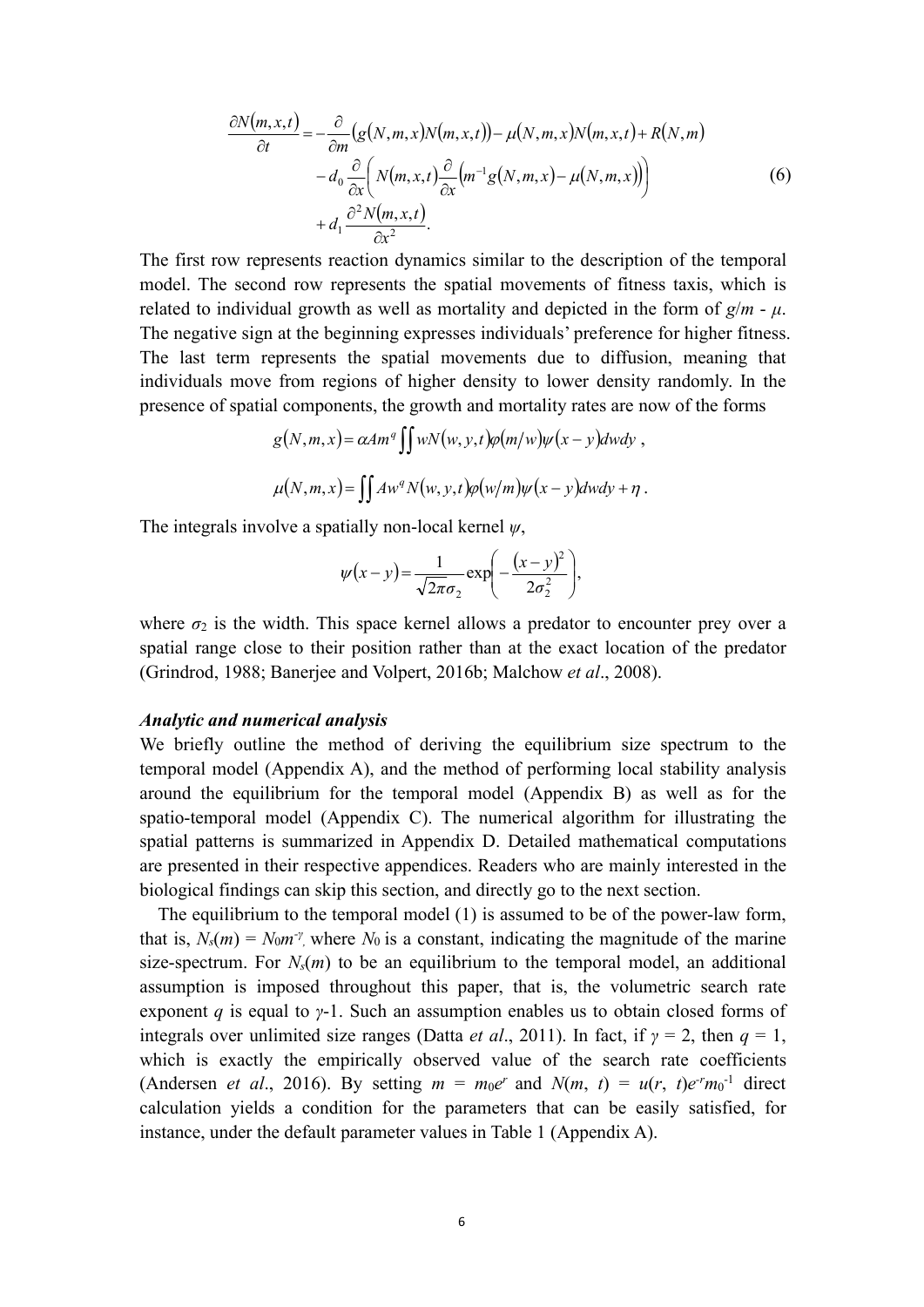$$
\begin{aligned}
\frac{\partial N(m,x,t)}{\partial t} = & -\frac{\partial}{\partial m}\big(g(N,m,x)N(m,x,t)\big) - \mu(N,m,x)N(m,x,t) + R(N,m) \\
& - d_0 \frac{\partial}{\partial x}\left( N(m,x,t)\frac{\partial}{\partial x}\big(m^{-1}g(N,m,x) - \mu(N,m,x)\big)\right) \\
& + d_1 \frac{\partial^2 N(m,x,t)}{\partial x^2}.
\end{aligned} \tag{6}
$$

The first row represents reaction dynamics similar to the description of the temporal model. The second row represents the spatial movements of fitness taxis, which is related to individual growth as well as mortality and depicted in the form of $g/m$ - $\mu$. The negative sign at the beginning expresses individuals' preference for higher fitness. The last term represents the spatial movements due to diffusion, meaning that individuals move from regions of higher density to lower density randomly. In the presence of spatial components, the growth and mortality rates are now of the forms

$$
g(N,m,x) = \alpha A m^q \iint w N(w,y,t)\varphi(m/w)\psi(x-y)\,dw\,dy\ ,
$$

$$
\mu(N,m,x) = \iint A w^q N(w,y,t)\varphi(w/m)\psi(x-y)\,dw\,dy + \eta\ .
$$

The integrals involve a spatially non-local kernel $\psi$,

$$
\psi(x-y) = \frac{1}{\sqrt{2\pi}\sigma_2}\exp\left(-\frac{(x-y)^2}{2\sigma_2^2}\right),
$$

where $\sigma_2$ is the width. This space kernel allows a predator to encounter prey over a spatial range close to their position rather than at the exact location of the predator (Grindrod, 1988; Banerjee and Volpert, 2016b; Malchow *et al*., 2008).

### *Analytic and numerical analysis*

We briefly outline the method of deriving the equilibrium size spectrum to the temporal model (Appendix A), and the method of performing local stability analysis around the equilibrium for the temporal model (Appendix B) as well as for the spatio-temporal model (Appendix C). The numerical algorithm for illustrating the spatial patterns is summarized in Appendix D. Detailed mathematical computations are presented in their respective appendices. Readers who are mainly interested in the biological findings can skip this section, and directly go to the next section.

The equilibrium to the temporal model (1) is assumed to be of the power-law form, that is, $N_s(m) = N_0 m^{-\gamma}$, where $N_0$ is a constant, indicating the magnitude of the marine size-spectrum. For $N_s(m)$ to be an equilibrium to the temporal model, an additional assumption is imposed throughout this paper, that is, the volumetric search rate exponent $q$ is equal to $\gamma$-1. Such an assumption enables us to obtain closed forms of integrals over unlimited size ranges (Datta *et al*., 2011). In fact, if $\gamma = 2$, then $q = 1$, which is exactly the empirically observed value of the search rate coefficients (Andersen *et al*., 2016). By setting $m = m_0 e^r$ and $N(m, t) = u(r, t)e^{-r}m_0^{-1}$ direct calculation yields a condition for the parameters that can be easily satisfied, for instance, under the default parameter values in Table 1 (Appendix A).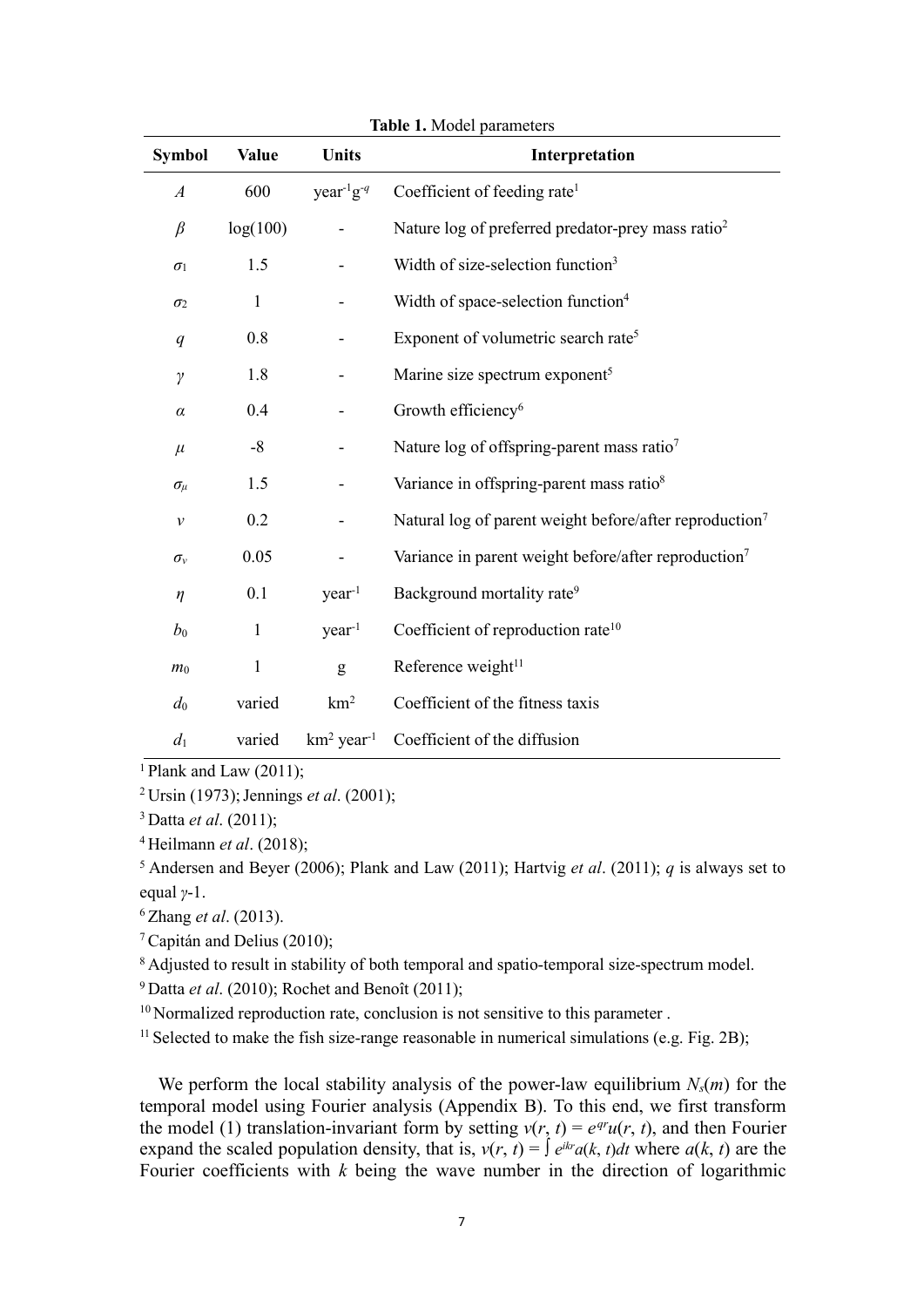**Table 1.** Model parameters

| Symbol | Value | Units | Interpretation |
|---|---|---|---|
| $A$ | 600 | year$^{-1}$g$^{-q}$ | Coefficient of feeding rate[1] |
| $\beta$ | log(100) | - | Nature log of preferred predator-prey mass ratio[2] |
| $\sigma_1$ | 1.5 | - | Width of size-selection function[3] |
| $\sigma_2$ | 1 | - | Width of space-selection function[4] |
| $q$ | 0.8 | - | Exponent of volumetric search rate[5] |
| $\gamma$ | 1.8 | - | Marine size spectrum exponent[5] |
| $\alpha$ | 0.4 | - | Growth efficiency[6] |
| $\mu$ | -8 | - | Nature log of offspring-parent mass ratio[7] |
| $\sigma_\mu$ | 1.5 | - | Variance in offspring-parent mass ratio[8] |
| $\nu$ | 0.2 | - | Natural log of parent weight before/after reproduction[7] |
| $\sigma_\nu$ | 0.05 | - | Variance in parent weight before/after reproduction[7] |
| $\eta$ | 0.1 | year$^{-1}$ | Background mortality rate[9] |
| $b_0$ | 1 | year$^{-1}$ | Coefficient of reproduction rate[10] |
| $m_0$ | 1 | g | Reference weight[11] |
| $d_0$ | varied | km$^2$ | Coefficient of the fitness taxis |
| $d_1$ | varied | km$^2$ year$^{-1}$ | Coefficient of the diffusion |

[1] Plank and Law (2011);

[2] Ursin (1973); Jennings *et al*. (2001);

[3] Datta *et al*. (2011);

[4] Heilmann *et al*. (2018);

[5] Andersen and Beyer (2006); Plank and Law (2011); Hartvig *et al*. (2011); $q$ is always set to equal $\gamma$-1.

[6] Zhang *et al*. (2013).

[7] Capitán and Delius (2010);

[8] Adjusted to result in stability of both temporal and spatio-temporal size-spectrum model.

[9] Datta *et al*. (2010); Rochet and Benoît (2011);

[10] Normalized reproduction rate, conclusion is not sensitive to this parameter .

[11] Selected to make the fish size-range reasonable in numerical simulations (e.g. Fig. 2B);

We perform the local stability analysis of the power-law equilibrium $N_s(m)$ for the temporal model using Fourier analysis (Appendix B). To this end, we first transform the model (1) translation-invariant form by setting $v(r, t) = e^{qr}u(r, t)$, and then Fourier expand the scaled population density, that is, $v(r, t) = \int e^{ikr}a(k, t)dt$ where $a(k, t)$ are the Fourier coefficients with $k$ being the wave number in the direction of logarithmic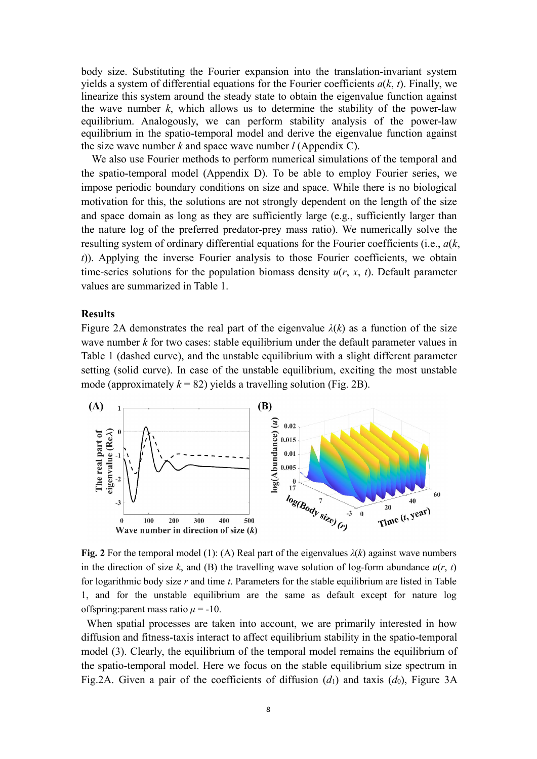body size. Substituting the Fourier expansion into the translation-invariant system yields a system of differential equations for the Fourier coefficients $a(k, t)$. Finally, we linearize this system around the steady state to obtain the eigenvalue function against the wave number $k$, which allows us to determine the stability of the power-law equilibrium. Analogously, we can perform stability analysis of the power-law equilibrium in the spatio-temporal model and derive the eigenvalue function against the size wave number $k$ and space wave number $l$ (Appendix C).

We also use Fourier methods to perform numerical simulations of the temporal and the spatio-temporal model (Appendix D). To be able to employ Fourier series, we impose periodic boundary conditions on size and space. While there is no biological motivation for this, the solutions are not strongly dependent on the length of the size and space domain as long as they are sufficiently large (e.g., sufficiently larger than the nature log of the preferred predator-prey mass ratio). We numerically solve the resulting system of ordinary differential equations for the Fourier coefficients (i.e., $a(k, t)$). Applying the inverse Fourier analysis to those Fourier coefficients, we obtain time-series solutions for the population biomass density $u(r, x, t)$. Default parameter values are summarized in Table 1.

## Results

Figure 2A demonstrates the real part of the eigenvalue $\lambda(k)$ as a function of the size wave number $k$ for two cases: stable equilibrium under the default parameter values in Table 1 (dashed curve), and the unstable equilibrium with a slight different parameter setting (solid curve). In case of the unstable equilibrium, exciting the most unstable mode (approximately $k = 82$) yields a travelling solution (Fig. 2B).

**Fig. 2** For the temporal model (1): (A) Real part of the eigenvalues $\lambda(k)$ against wave numbers in the direction of size $k$, and (B) the travelling wave solution of log-form abundance $u(r, t)$ for logarithmic body size $r$ and time $t$. Parameters for the stable equilibrium are listed in Table 1, and for the unstable equilibrium are the same as default except for nature log offspring:parent mass ratio $\mu = -10$.

When spatial processes are taken into account, we are primarily interested in how diffusion and fitness-taxis interact to affect equilibrium stability in the spatio-temporal model (3). Clearly, the equilibrium of the temporal model remains the equilibrium of the spatio-temporal model. Here we focus on the stable equilibrium size spectrum in Fig.2A. Given a pair of the coefficients of diffusion ($d_1$) and taxis ($d_0$), Figure 3A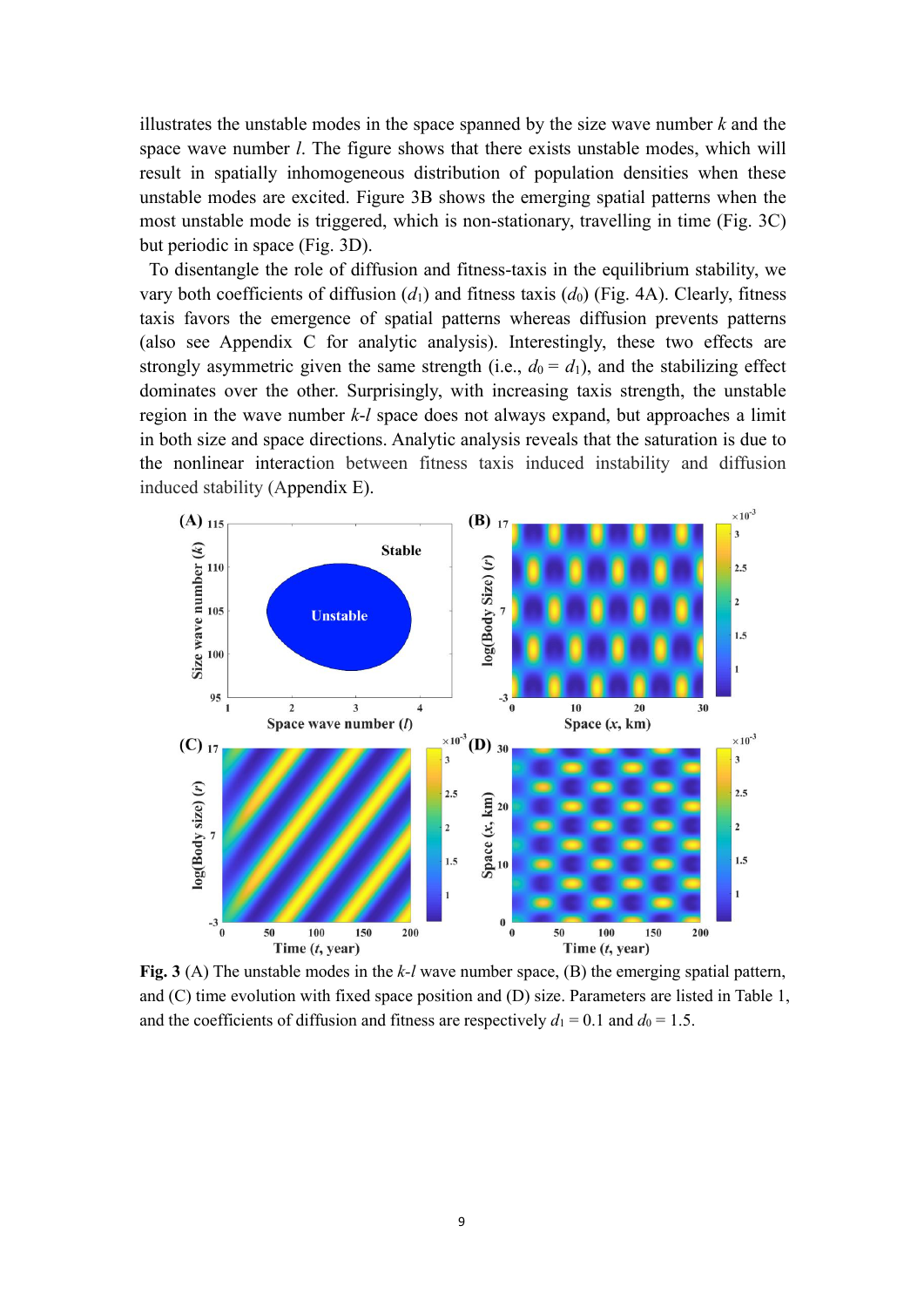illustrates the unstable modes in the space spanned by the size wave number $k$ and the space wave number $l$. The figure shows that there exists unstable modes, which will result in spatially inhomogeneous distribution of population densities when these unstable modes are excited. Figure 3B shows the emerging spatial patterns when the most unstable mode is triggered, which is non-stationary, travelling in time (Fig. 3C) but periodic in space (Fig. 3D).

To disentangle the role of diffusion and fitness-taxis in the equilibrium stability, we vary both coefficients of diffusion ($d_1$) and fitness taxis ($d_0$) (Fig. 4A). Clearly, fitness taxis favors the emergence of spatial patterns whereas diffusion prevents patterns (also see Appendix C for analytic analysis). Interestingly, these two effects are strongly asymmetric given the same strength (i.e., $d_0 = d_1$), and the stabilizing effect dominates over the other. Surprisingly, with increasing taxis strength, the unstable region in the wave number $k$-$l$ space does not always expand, but approaches a limit in both size and space directions. Analytic analysis reveals that the saturation is due to the nonlinear interaction between fitness taxis induced instability and diffusion induced stability (Appendix E).

**Fig. 3** (A) The unstable modes in the $k$-$l$ wave number space, (B) the emerging spatial pattern, and (C) time evolution with fixed space position and (D) size. Parameters are listed in Table 1, and the coefficients of diffusion and fitness are respectively $d_1 = 0.1$ and $d_0 = 1.5$.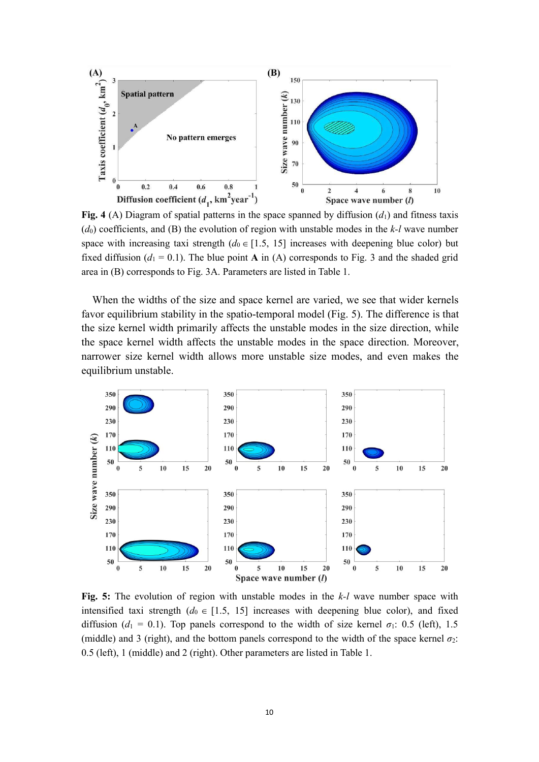**Fig. 4** (A) Diagram of spatial patterns in the space spanned by diffusion ($d_1$) and fitness taxis ($d_0$) coefficients, and (B) the evolution of region with unstable modes in the *k*-*l* wave number space with increasing taxi strength ($d_0 \in [1.5, 15]$ increases with deepening blue color) but fixed diffusion ($d_1 = 0.1$). The blue point **A** in (A) corresponds to Fig. 3 and the shaded grid area in (B) corresponds to Fig. 3A. Parameters are listed in Table 1.

When the widths of the size and space kernel are varied, we see that wider kernels favor equilibrium stability in the spatio-temporal model (Fig. 5). The difference is that the size kernel width primarily affects the unstable modes in the size direction, while the space kernel width affects the unstable modes in the space direction. Moreover, narrower size kernel width allows more unstable size modes, and even makes the equilibrium unstable.

**Fig. 5:** The evolution of region with unstable modes in the *k*-*l* wave number space with intensified taxi strength ($d_0 \in [1.5, 15]$ increases with deepening blue color), and fixed diffusion ($d_1 = 0.1$). Top panels correspond to the width of size kernel $\sigma_1$: 0.5 (left), 1.5 (middle) and 3 (right), and the bottom panels correspond to the width of the space kernel $\sigma_2$: 0.5 (left), 1 (middle) and 2 (right). Other parameters are listed in Table 1.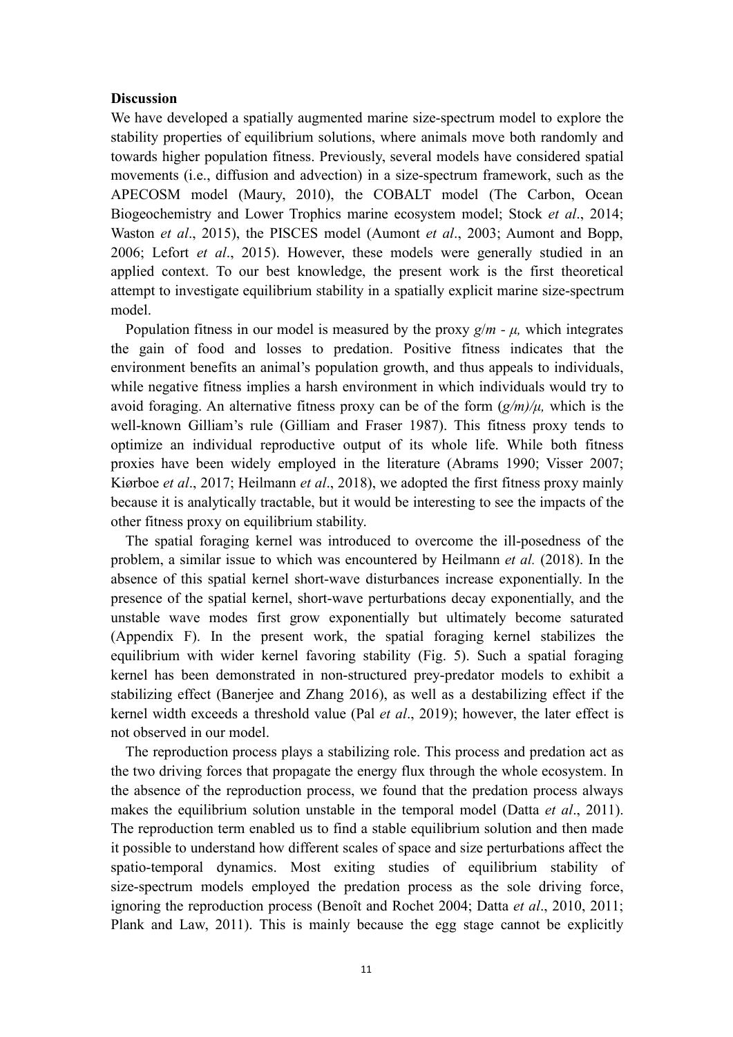**Discussion**

We have developed a spatially augmented marine size-spectrum model to explore the stability properties of equilibrium solutions, where animals move both randomly and towards higher population fitness. Previously, several models have considered spatial movements (i.e., diffusion and advection) in a size-spectrum framework, such as the APECOSM model (Maury, 2010), the COBALT model (The Carbon, Ocean Biogeochemistry and Lower Trophics marine ecosystem model; Stock *et al*., 2014; Waston *et al*., 2015), the PISCES model (Aumont *et al*., 2003; Aumont and Bopp, 2006; Lefort *et al*., 2015). However, these models were generally studied in an applied context. To our best knowledge, the present work is the first theoretical attempt to investigate equilibrium stability in a spatially explicit marine size-spectrum model.

Population fitness in our model is measured by the proxy $g/m - \mu$, which integrates the gain of food and losses to predation. Positive fitness indicates that the environment benefits an animal's population growth, and thus appeals to individuals, while negative fitness implies a harsh environment in which individuals would try to avoid foraging. An alternative fitness proxy can be of the form $(g/m)/\mu$, which is the well-known Gilliam's rule (Gilliam and Fraser 1987). This fitness proxy tends to optimize an individual reproductive output of its whole life. While both fitness proxies have been widely employed in the literature (Abrams 1990; Visser 2007; Kiørboe *et al*., 2017; Heilmann *et al*., 2018), we adopted the first fitness proxy mainly because it is analytically tractable, but it would be interesting to see the impacts of the other fitness proxy on equilibrium stability.

The spatial foraging kernel was introduced to overcome the ill-posedness of the problem, a similar issue to which was encountered by Heilmann *et al.* (2018). In the absence of this spatial kernel short-wave disturbances increase exponentially. In the presence of the spatial kernel, short-wave perturbations decay exponentially, and the unstable wave modes first grow exponentially but ultimately become saturated (Appendix F). In the present work, the spatial foraging kernel stabilizes the equilibrium with wider kernel favoring stability (Fig. 5). Such a spatial foraging kernel has been demonstrated in non-structured prey-predator models to exhibit a stabilizing effect (Banerjee and Zhang 2016), as well as a destabilizing effect if the kernel width exceeds a threshold value (Pal *et al*., 2019); however, the later effect is not observed in our model.

The reproduction process plays a stabilizing role. This process and predation act as the two driving forces that propagate the energy flux through the whole ecosystem. In the absence of the reproduction process, we found that the predation process always makes the equilibrium solution unstable in the temporal model (Datta *et al*., 2011). The reproduction term enabled us to find a stable equilibrium solution and then made it possible to understand how different scales of space and size perturbations affect the spatio-temporal dynamics. Most exiting studies of equilibrium stability of size-spectrum models employed the predation process as the sole driving force, ignoring the reproduction process (Benoît and Rochet 2004; Datta *et al*., 2010, 2011; Plank and Law, 2011). This is mainly because the egg stage cannot be explicitly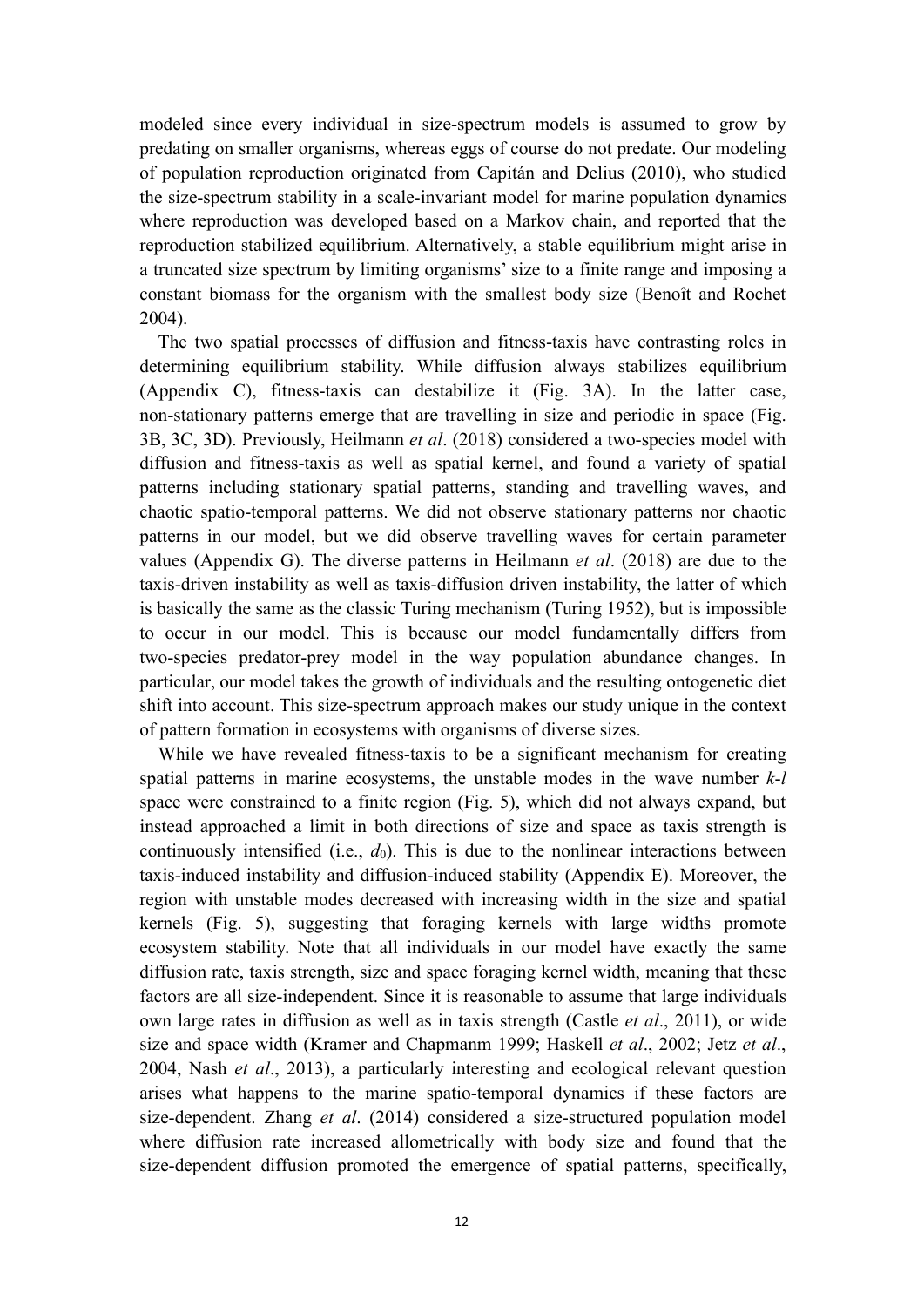modeled since every individual in size-spectrum models is assumed to grow by predating on smaller organisms, whereas eggs of course do not predate. Our modeling of population reproduction originated from Capitán and Delius (2010), who studied the size-spectrum stability in a scale-invariant model for marine population dynamics where reproduction was developed based on a Markov chain, and reported that the reproduction stabilized equilibrium. Alternatively, a stable equilibrium might arise in a truncated size spectrum by limiting organisms' size to a finite range and imposing a constant biomass for the organism with the smallest body size (Benoît and Rochet 2004).

The two spatial processes of diffusion and fitness-taxis have contrasting roles in determining equilibrium stability. While diffusion always stabilizes equilibrium (Appendix C), fitness-taxis can destabilize it (Fig. 3A). In the latter case, non-stationary patterns emerge that are travelling in size and periodic in space (Fig. 3B, 3C, 3D). Previously, Heilmann *et al*. (2018) considered a two-species model with diffusion and fitness-taxis as well as spatial kernel, and found a variety of spatial patterns including stationary spatial patterns, standing and travelling waves, and chaotic spatio-temporal patterns. We did not observe stationary patterns nor chaotic patterns in our model, but we did observe travelling waves for certain parameter values (Appendix G). The diverse patterns in Heilmann *et al*. (2018) are due to the taxis-driven instability as well as taxis-diffusion driven instability, the latter of which is basically the same as the classic Turing mechanism (Turing 1952), but is impossible to occur in our model. This is because our model fundamentally differs from two-species predator-prey model in the way population abundance changes. In particular, our model takes the growth of individuals and the resulting ontogenetic diet shift into account. This size-spectrum approach makes our study unique in the context of pattern formation in ecosystems with organisms of diverse sizes.

While we have revealed fitness-taxis to be a significant mechanism for creating spatial patterns in marine ecosystems, the unstable modes in the wave number *k*-*l* space were constrained to a finite region (Fig. 5), which did not always expand, but instead approached a limit in both directions of size and space as taxis strength is continuously intensified (i.e., $d_0$). This is due to the nonlinear interactions between taxis-induced instability and diffusion-induced stability (Appendix E). Moreover, the region with unstable modes decreased with increasing width in the size and spatial kernels (Fig. 5), suggesting that foraging kernels with large widths promote ecosystem stability. Note that all individuals in our model have exactly the same diffusion rate, taxis strength, size and space foraging kernel width, meaning that these factors are all size-independent. Since it is reasonable to assume that large individuals own large rates in diffusion as well as in taxis strength (Castle *et al*., 2011), or wide size and space width (Kramer and Chapmanm 1999; Haskell *et al*., 2002; Jetz *et al*., 2004, Nash *et al*., 2013), a particularly interesting and ecological relevant question arises what happens to the marine spatio-temporal dynamics if these factors are size-dependent. Zhang *et al*. (2014) considered a size-structured population model where diffusion rate increased allometrically with body size and found that the size-dependent diffusion promoted the emergence of spatial patterns, specifically,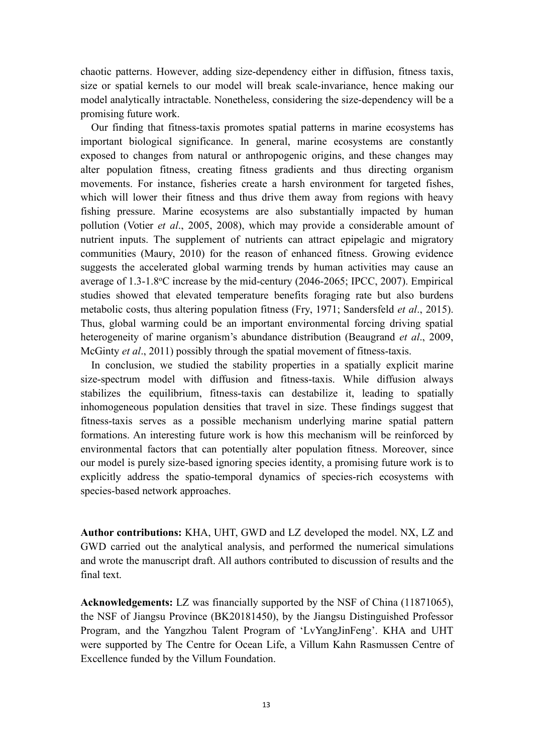chaotic patterns. However, adding size-dependency either in diffusion, fitness taxis, size or spatial kernels to our model will break scale-invariance, hence making our model analytically intractable. Nonetheless, considering the size-dependency will be a promising future work.

Our finding that fitness-taxis promotes spatial patterns in marine ecosystems has important biological significance. In general, marine ecosystems are constantly exposed to changes from natural or anthropogenic origins, and these changes may alter population fitness, creating fitness gradients and thus directing organism movements. For instance, fisheries create a harsh environment for targeted fishes, which will lower their fitness and thus drive them away from regions with heavy fishing pressure. Marine ecosystems are also substantially impacted by human pollution (Votier *et al*., 2005, 2008), which may provide a considerable amount of nutrient inputs. The supplement of nutrients can attract epipelagic and migratory communities (Maury, 2010) for the reason of enhanced fitness. Growing evidence suggests the accelerated global warming trends by human activities may cause an average of 1.3-1.8$^{o}$C increase by the mid-century (2046-2065; IPCC, 2007). Empirical studies showed that elevated temperature benefits foraging rate but also burdens metabolic costs, thus altering population fitness (Fry, 1971; Sandersfeld *et al*., 2015). Thus, global warming could be an important environmental forcing driving spatial heterogeneity of marine organism's abundance distribution (Beaugrand *et al*., 2009, McGinty *et al*., 2011) possibly through the spatial movement of fitness-taxis.

In conclusion, we studied the stability properties in a spatially explicit marine size-spectrum model with diffusion and fitness-taxis. While diffusion always stabilizes the equilibrium, fitness-taxis can destabilize it, leading to spatially inhomogeneous population densities that travel in size. These findings suggest that fitness-taxis serves as a possible mechanism underlying marine spatial pattern formations. An interesting future work is how this mechanism will be reinforced by environmental factors that can potentially alter population fitness. Moreover, since our model is purely size-based ignoring species identity, a promising future work is to explicitly address the spatio-temporal dynamics of species-rich ecosystems with species-based network approaches.

**Author contributions:** KHA, UHT, GWD and LZ developed the model. NX, LZ and GWD carried out the analytical analysis, and performed the numerical simulations and wrote the manuscript draft. All authors contributed to discussion of results and the final text.

**Acknowledgements:** LZ was financially supported by the NSF of China (11871065), the NSF of Jiangsu Province (BK20181450), by the Jiangsu Distinguished Professor Program, and the Yangzhou Talent Program of 'LvYangJinFeng'. KHA and UHT were supported by The Centre for Ocean Life, a Villum Kahn Rasmussen Centre of Excellence funded by the Villum Foundation.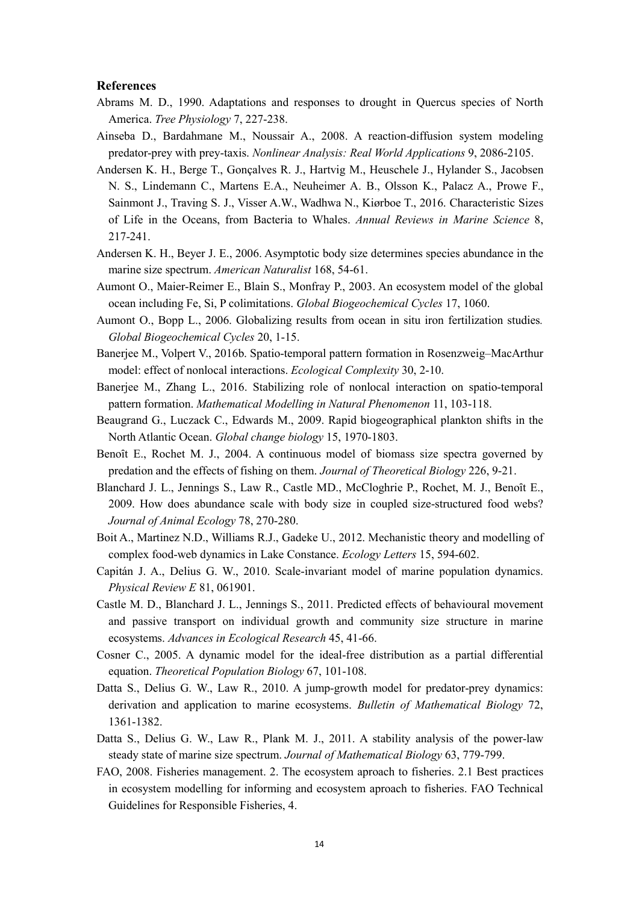## References

Abrams M. D., 1990. Adaptations and responses to drought in Quercus species of North America. *Tree Physiology* 7, 227-238.

Ainseba D., Bardahmane M., Noussair A., 2008. A reaction-diffusion system modeling predator-prey with prey-taxis. *Nonlinear Analysis: Real World Applications* 9, 2086-2105.

Andersen K. H., Berge T., Gonçalves R. J., Hartvig M., Heuschele J., Hylander S., Jacobsen N. S., Lindemann C., Martens E.A., Neuheimer A. B., Olsson K., Palacz A., Prowe F., Sainmont J., Traving S. J., Visser A.W., Wadhwa N., Kiørboe T., 2016. Characteristic Sizes of Life in the Oceans, from Bacteria to Whales. *Annual Reviews in Marine Science* 8, 217-241.

Andersen K. H., Beyer J. E., 2006. Asymptotic body size determines species abundance in the marine size spectrum. *American Naturalist* 168, 54-61.

Aumont O., Maier-Reimer E., Blain S., Monfray P., 2003. An ecosystem model of the global ocean including Fe, Si, P colimitations. *Global Biogeochemical Cycles* 17, 1060.

Aumont O., Bopp L., 2006. Globalizing results from ocean in situ iron fertilization studies. *Global Biogeochemical Cycles* 20, 1-15.

Banerjee M., Volpert V., 2016b. Spatio-temporal pattern formation in Rosenzweig–MacArthur model: effect of nonlocal interactions. *Ecological Complexity* 30, 2-10.

Banerjee M., Zhang L., 2016. Stabilizing role of nonlocal interaction on spatio-temporal pattern formation. *Mathematical Modelling in Natural Phenomenon* 11, 103-118.

Beaugrand G., Luczack C., Edwards M., 2009. Rapid biogeographical plankton shifts in the North Atlantic Ocean. *Global change biology* 15, 1970-1803.

Benoît E., Rochet M. J., 2004. A continuous model of biomass size spectra governed by predation and the effects of fishing on them. *Journal of Theoretical Biology* 226, 9-21.

Blanchard J. L., Jennings S., Law R., Castle MD., McCloghrie P., Rochet, M. J., Benoît E., 2009. How does abundance scale with body size in coupled size-structured food webs? *Journal of Animal Ecology* 78, 270-280.

Boit A., Martinez N.D., Williams R.J., Gadeke U., 2012. Mechanistic theory and modelling of complex food-web dynamics in Lake Constance. *Ecology Letters* 15, 594-602.

Capitán J. A., Delius G. W., 2010. Scale-invariant model of marine population dynamics. *Physical Review E* 81, 061901.

Castle M. D., Blanchard J. L., Jennings S., 2011. Predicted effects of behavioural movement and passive transport on individual growth and community size structure in marine ecosystems. *Advances in Ecological Research* 45, 41-66.

Cosner C., 2005. A dynamic model for the ideal-free distribution as a partial differential equation. *Theoretical Population Biology* 67, 101-108.

Datta S., Delius G. W., Law R., 2010. A jump-growth model for predator-prey dynamics: derivation and application to marine ecosystems. *Bulletin of Mathematical Biology* 72, 1361-1382.

Datta S., Delius G. W., Law R., Plank M. J., 2011. A stability analysis of the power-law steady state of marine size spectrum. *Journal of Mathematical Biology* 63, 779-799.

FAO, 2008. Fisheries management. 2. The ecosystem aproach to fisheries. 2.1 Best practices in ecosystem modelling for informing and ecosystem aproach to fisheries. FAO Technical Guidelines for Responsible Fisheries, 4.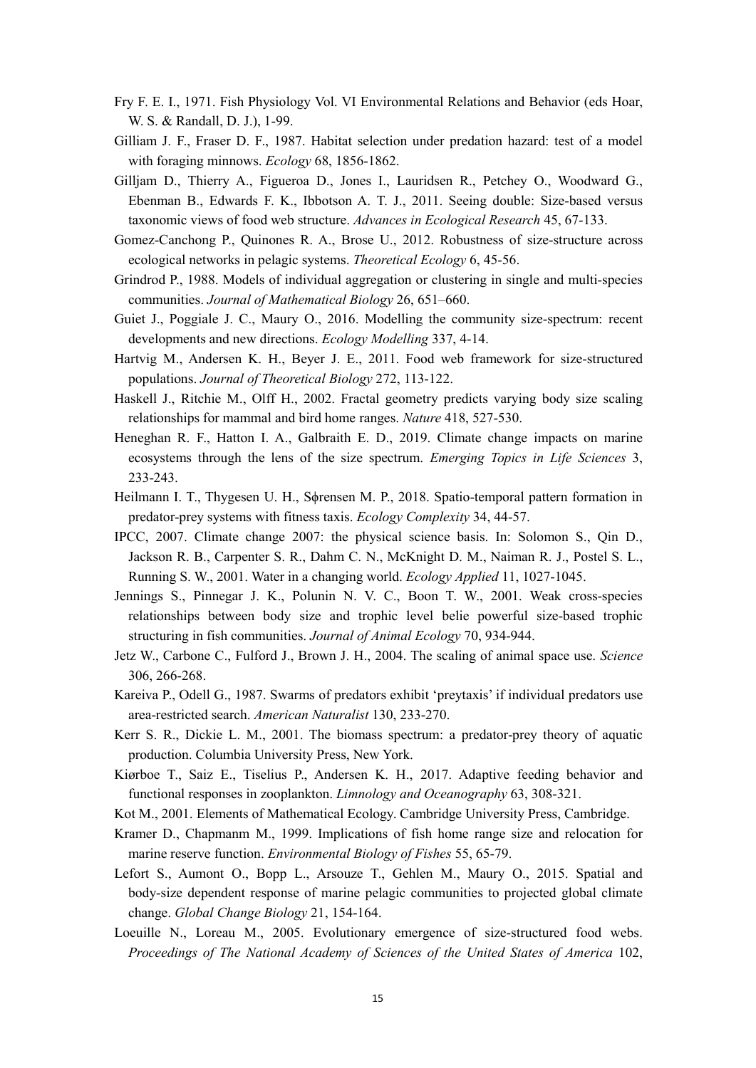Fry F. E. I., 1971. Fish Physiology Vol. VI Environmental Relations and Behavior (eds Hoar, W. S. & Randall, D. J.), 1-99.

Gilliam J. F., Fraser D. F., 1987. Habitat selection under predation hazard: test of a model with foraging minnows. *Ecology* 68, 1856-1862.

Gilljam D., Thierry A., Figueroa D., Jones I., Lauridsen R., Petchey O., Woodward G., Ebenman B., Edwards F. K., Ibbotson A. T. J., 2011. Seeing double: Size-based versus taxonomic views of food web structure. *Advances in Ecological Research* 45, 67-133.

Gomez-Canchong P., Quinones R. A., Brose U., 2012. Robustness of size-structure across ecological networks in pelagic systems. *Theoretical Ecology* 6, 45-56.

Grindrod P., 1988. Models of individual aggregation or clustering in single and multi-species communities. *Journal of Mathematical Biology* 26, 651–660.

Guiet J., Poggiale J. C., Maury O., 2016. Modelling the community size-spectrum: recent developments and new directions. *Ecology Modelling* 337, 4-14.

Hartvig M., Andersen K. H., Beyer J. E., 2011. Food web framework for size-structured populations. *Journal of Theoretical Biology* 272, 113-122.

Haskell J., Ritchie M., Olff H., 2002. Fractal geometry predicts varying body size scaling relationships for mammal and bird home ranges. *Nature* 418, 527-530.

Heneghan R. F., Hatton I. A., Galbraith E. D., 2019. Climate change impacts on marine ecosystems through the lens of the size spectrum. *Emerging Topics in Life Sciences* 3, 233-243.

Heilmann I. T., Thygesen U. H., Sϕrensen M. P., 2018. Spatio-temporal pattern formation in predator-prey systems with fitness taxis. *Ecology Complexity* 34, 44-57.

IPCC, 2007. Climate change 2007: the physical science basis. In: Solomon S., Qin D., Jackson R. B., Carpenter S. R., Dahm C. N., McKnight D. M., Naiman R. J., Postel S. L., Running S. W., 2001. Water in a changing world. *Ecology Applied* 11, 1027-1045.

Jennings S., Pinnegar J. K., Polunin N. V. C., Boon T. W., 2001. Weak cross-species relationships between body size and trophic level belie powerful size-based trophic structuring in fish communities. *Journal of Animal Ecology* 70, 934-944.

Jetz W., Carbone C., Fulford J., Brown J. H., 2004. The scaling of animal space use. *Science* 306, 266-268.

Kareiva P., Odell G., 1987. Swarms of predators exhibit 'preytaxis' if individual predators use area-restricted search. *American Naturalist* 130, 233-270.

Kerr S. R., Dickie L. M., 2001. The biomass spectrum: a predator-prey theory of aquatic production. Columbia University Press, New York.

Kiørboe T., Saiz E., Tiselius P., Andersen K. H., 2017. Adaptive feeding behavior and functional responses in zooplankton. *Limnology and Oceanography* 63, 308-321.

Kot M., 2001. Elements of Mathematical Ecology. Cambridge University Press, Cambridge.

Kramer D., Chapmanm M., 1999. Implications of fish home range size and relocation for marine reserve function. *Environmental Biology of Fishes* 55, 65-79.

Lefort S., Aumont O., Bopp L., Arsouze T., Gehlen M., Maury O., 2015. Spatial and body-size dependent response of marine pelagic communities to projected global climate change. *Global Change Biology* 21, 154-164.

Loeuille N., Loreau M., 2005. Evolutionary emergence of size-structured food webs. *Proceedings of The National Academy of Sciences of the United States of America* 102,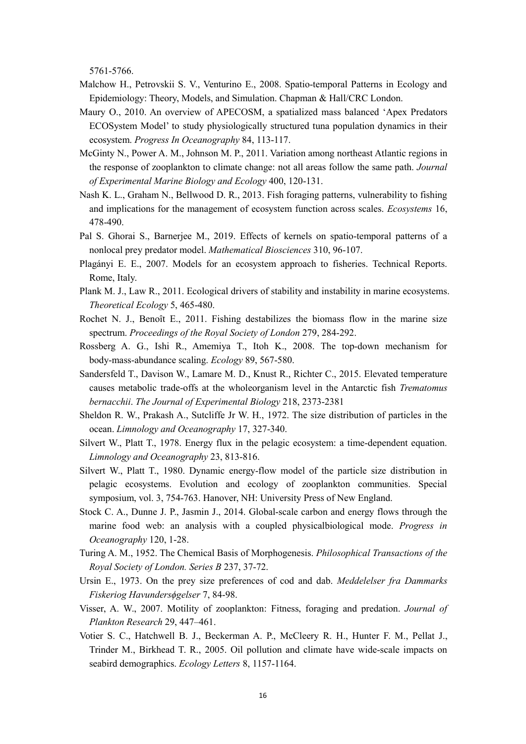5761-5766.

Malchow H., Petrovskii S. V., Venturino E., 2008. Spatio-temporal Patterns in Ecology and Epidemiology: Theory, Models, and Simulation. Chapman & Hall/CRC London.

Maury O., 2010. An overview of APECOSM, a spatialized mass balanced 'Apex Predators ECOSystem Model' to study physiologically structured tuna population dynamics in their ecosystem. *Progress In Oceanography* 84, 113-117.

McGinty N., Power A. M., Johnson M. P., 2011. Variation among northeast Atlantic regions in the response of zooplankton to climate change: not all areas follow the same path. *Journal of Experimental Marine Biology and Ecology* 400, 120-131.

Nash K. L., Graham N., Bellwood D. R., 2013. Fish foraging patterns, vulnerability to fishing and implications for the management of ecosystem function across scales. *Ecosystems* 16, 478-490.

Pal S. Ghorai S., Barnerjee M., 2019. Effects of kernels on spatio-temporal patterns of a nonlocal prey predator model. *Mathematical Biosciences* 310, 96-107.

Plagányi E. E., 2007. Models for an ecosystem approach to fisheries. Technical Reports. Rome, Italy.

Plank M. J., Law R., 2011. Ecological drivers of stability and instability in marine ecosystems. *Theoretical Ecology* 5, 465-480.

Rochet N. J., Benoît E., 2011. Fishing destabilizes the biomass flow in the marine size spectrum. *Proceedings of the Royal Society of London* 279, 284-292.

Rossberg A. G., Ishi R., Amemiya T., Itoh K., 2008. The top-down mechanism for body-mass-abundance scaling. *Ecology* 89, 567-580.

Sandersfeld T., Davison W., Lamare M. D., Knust R., Richter C., 2015. Elevated temperature causes metabolic trade-offs at the wholeorganism level in the Antarctic fish *Trematomus bernacchii*. *The Journal of Experimental Biology* 218, 2373-2381

Sheldon R. W., Prakash A., Sutcliffe Jr W. H., 1972. The size distribution of particles in the ocean. *Limnology and Oceanography* 17, 327-340.

Silvert W., Platt T., 1978. Energy flux in the pelagic ecosystem: a time-dependent equation. *Limnology and Oceanography* 23, 813-816.

Silvert W., Platt T., 1980. Dynamic energy-flow model of the particle size distribution in pelagic ecosystems. Evolution and ecology of zooplankton communities. Special symposium, vol. 3, 754-763. Hanover, NH: University Press of New England.

Stock C. A., Dunne J. P., Jasmin J., 2014. Global-scale carbon and energy flows through the marine food web: an analysis with a coupled physicalbiological mode. *Progress in Oceanography* 120, 1-28.

Turing A. M., 1952. The Chemical Basis of Morphogenesis. *Philosophical Transactions of the Royal Society of London. Series B* 237, 37-72.

Ursin E., 1973. On the prey size preferences of cod and dab. *Meddelelser fra Dammarks Fiskeriog Havundersϕgelser* 7, 84-98.

Visser, A. W., 2007. Motility of zooplankton: Fitness, foraging and predation. *Journal of Plankton Research* 29, 447–461.

Votier S. C., Hatchwell B. J., Beckerman A. P., McCleery R. H., Hunter F. M., Pellat J., Trinder M., Birkhead T. R., 2005. Oil pollution and climate have wide-scale impacts on seabird demographics. *Ecology Letters* 8, 1157-1164.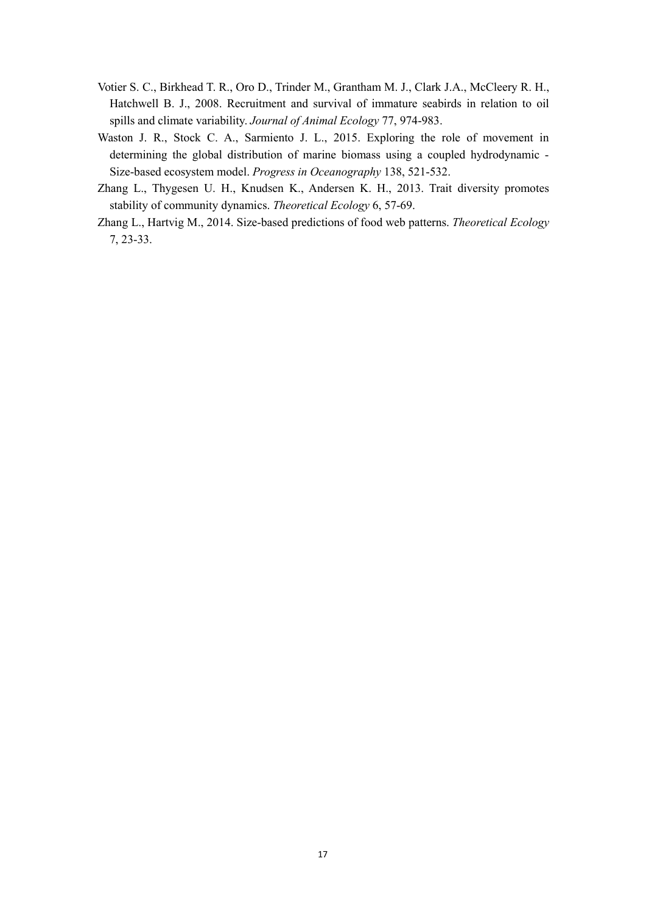Votier S. C., Birkhead T. R., Oro D., Trinder M., Grantham M. J., Clark J.A., McCleery R. H., Hatchwell B. J., 2008. Recruitment and survival of immature seabirds in relation to oil spills and climate variability. *Journal of Animal Ecology* 77, 974-983.

Waston J. R., Stock C. A., Sarmiento J. L., 2015. Exploring the role of movement in determining the global distribution of marine biomass using a coupled hydrodynamic - Size-based ecosystem model. *Progress in Oceanography* 138, 521-532.

Zhang L., Thygesen U. H., Knudsen K., Andersen K. H., 2013. Trait diversity promotes stability of community dynamics. *Theoretical Ecology* 6, 57-69.

Zhang L., Hartvig M., 2014. Size-based predictions of food web patterns. *Theoretical Ecology* 7, 23-33.